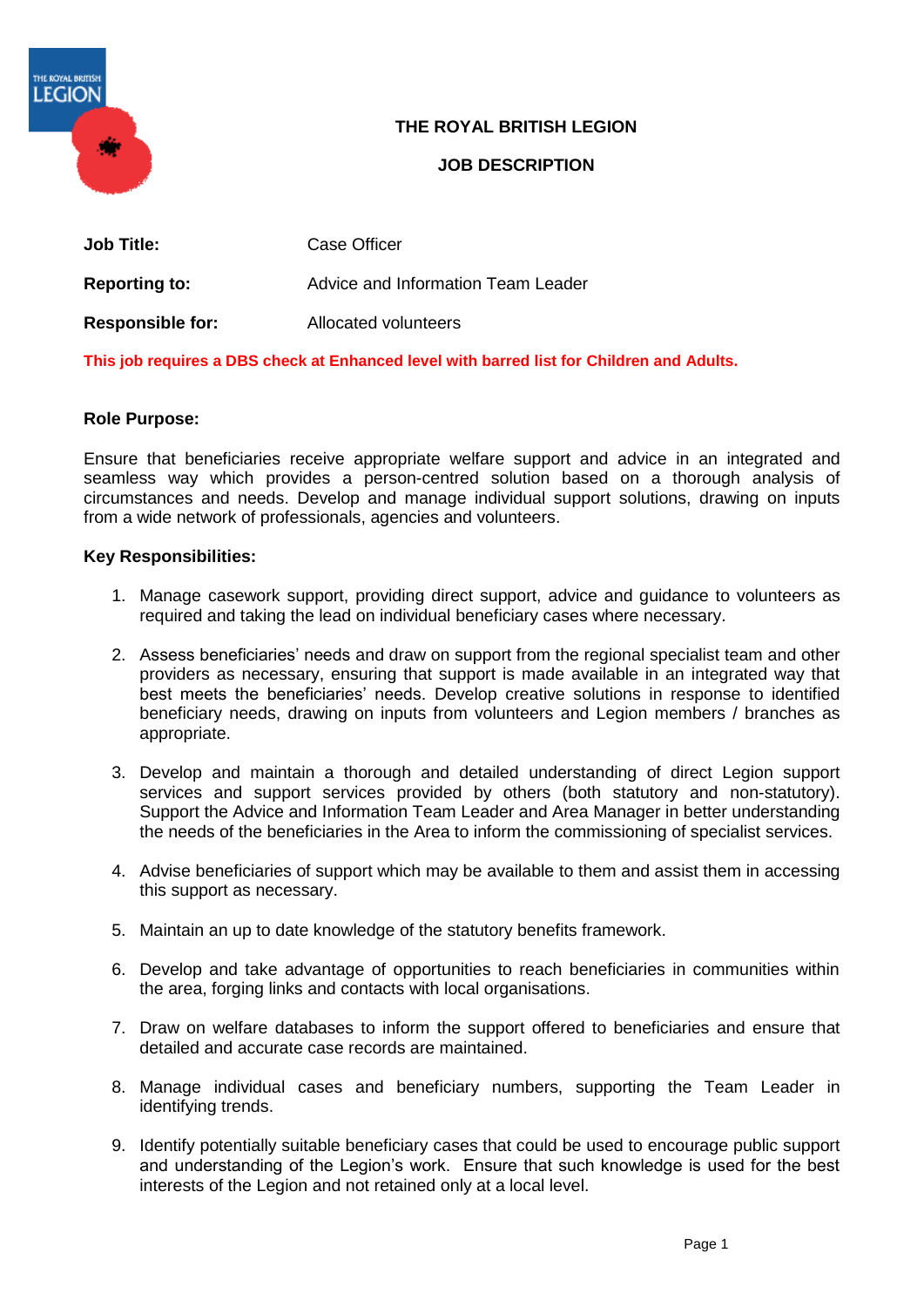# THE ROYAL BRITISH LEGION

## JOB DESCRIPTION

| | |
|---|---|
| **Job Title:** | Case Officer |
| **Reporting to:** | Advice and Information Team Leader |
| **Responsible for:** | Allocated volunteers |

**This job requires a DBS check at Enhanced level with barred list for Children and Adults.**

**Role Purpose:**

Ensure that beneficiaries receive appropriate welfare support and advice in an integrated and seamless way which provides a person-centred solution based on a thorough analysis of circumstances and needs. Develop and manage individual support solutions, drawing on inputs from a wide network of professionals, agencies and volunteers.

**Key Responsibilities:**

1. Manage casework support, providing direct support, advice and guidance to volunteers as required and taking the lead on individual beneficiary cases where necessary.

2. Assess beneficiaries' needs and draw on support from the regional specialist team and other providers as necessary, ensuring that support is made available in an integrated way that best meets the beneficiaries' needs. Develop creative solutions in response to identified beneficiary needs, drawing on inputs from volunteers and Legion members / branches as appropriate.

3. Develop and maintain a thorough and detailed understanding of direct Legion support services and support services provided by others (both statutory and non-statutory). Support the Advice and Information Team Leader and Area Manager in better understanding the needs of the beneficiaries in the Area to inform the commissioning of specialist services.

4. Advise beneficiaries of support which may be available to them and assist them in accessing this support as necessary.

5. Maintain an up to date knowledge of the statutory benefits framework.

6. Develop and take advantage of opportunities to reach beneficiaries in communities within the area, forging links and contacts with local organisations.

7. Draw on welfare databases to inform the support offered to beneficiaries and ensure that detailed and accurate case records are maintained.

8. Manage individual cases and beneficiary numbers, supporting the Team Leader in identifying trends.

9. Identify potentially suitable beneficiary cases that could be used to encourage public support and understanding of the Legion's work. Ensure that such knowledge is used for the best interests of the Legion and not retained only at a local level.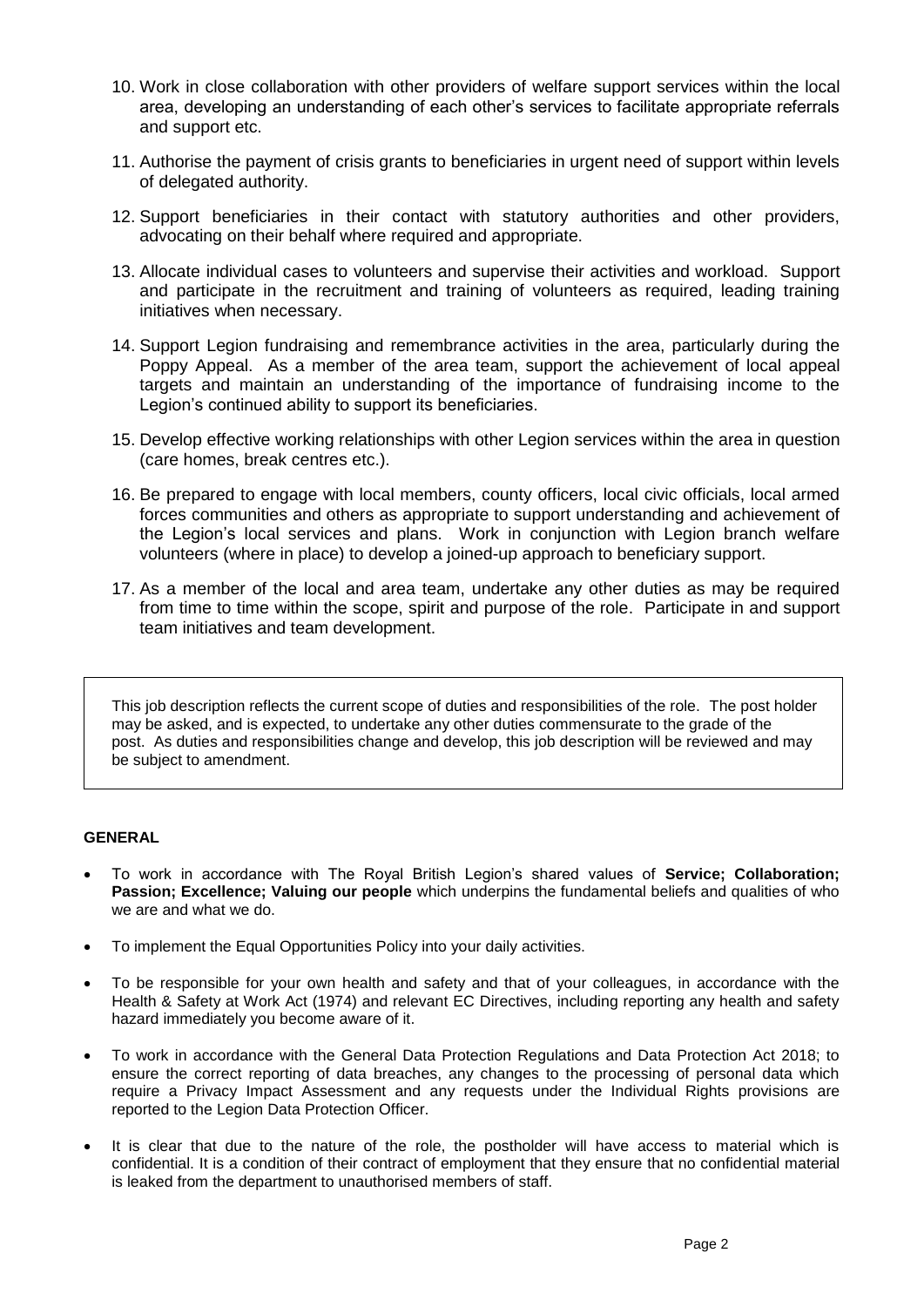10. Work in close collaboration with other providers of welfare support services within the local area, developing an understanding of each other's services to facilitate appropriate referrals and support etc.

11. Authorise the payment of crisis grants to beneficiaries in urgent need of support within levels of delegated authority.

12. Support beneficiaries in their contact with statutory authorities and other providers, advocating on their behalf where required and appropriate.

13. Allocate individual cases to volunteers and supervise their activities and workload. Support and participate in the recruitment and training of volunteers as required, leading training initiatives when necessary.

14. Support Legion fundraising and remembrance activities in the area, particularly during the Poppy Appeal. As a member of the area team, support the achievement of local appeal targets and maintain an understanding of the importance of fundraising income to the Legion's continued ability to support its beneficiaries.

15. Develop effective working relationships with other Legion services within the area in question (care homes, break centres etc.).

16. Be prepared to engage with local members, county officers, local civic officials, local armed forces communities and others as appropriate to support understanding and achievement of the Legion's local services and plans. Work in conjunction with Legion branch welfare volunteers (where in place) to develop a joined-up approach to beneficiary support.

17. As a member of the local and area team, undertake any other duties as may be required from time to time within the scope, spirit and purpose of the role. Participate in and support team initiatives and team development.

This job description reflects the current scope of duties and responsibilities of the role. The post holder may be asked, and is expected, to undertake any other duties commensurate to the grade of the post. As duties and responsibilities change and develop, this job description will be reviewed and may be subject to amendment.

**GENERAL**

- To work in accordance with The Royal British Legion's shared values of **Service; Collaboration; Passion; Excellence; Valuing our people** which underpins the fundamental beliefs and qualities of who we are and what we do.
- To implement the Equal Opportunities Policy into your daily activities.
- To be responsible for your own health and safety and that of your colleagues, in accordance with the Health & Safety at Work Act (1974) and relevant EC Directives, including reporting any health and safety hazard immediately you become aware of it.
- To work in accordance with the General Data Protection Regulations and Data Protection Act 2018; to ensure the correct reporting of data breaches, any changes to the processing of personal data which require a Privacy Impact Assessment and any requests under the Individual Rights provisions are reported to the Legion Data Protection Officer.
- It is clear that due to the nature of the role, the postholder will have access to material which is confidential. It is a condition of their contract of employment that they ensure that no confidential material is leaked from the department to unauthorised members of staff.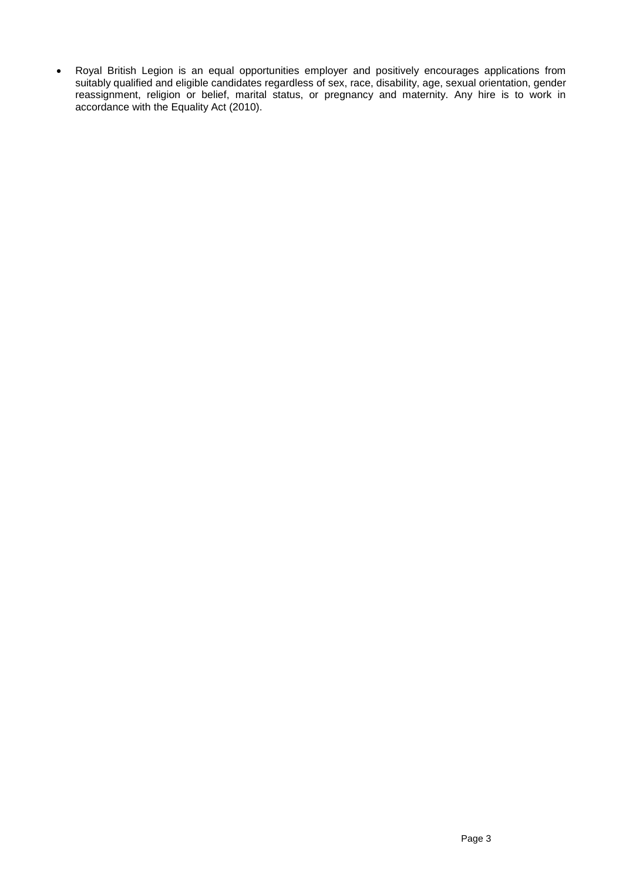- Royal British Legion is an equal opportunities employer and positively encourages applications from suitably qualified and eligible candidates regardless of sex, race, disability, age, sexual orientation, gender reassignment, religion or belief, marital status, or pregnancy and maternity. Any hire is to work in accordance with the Equality Act (2010).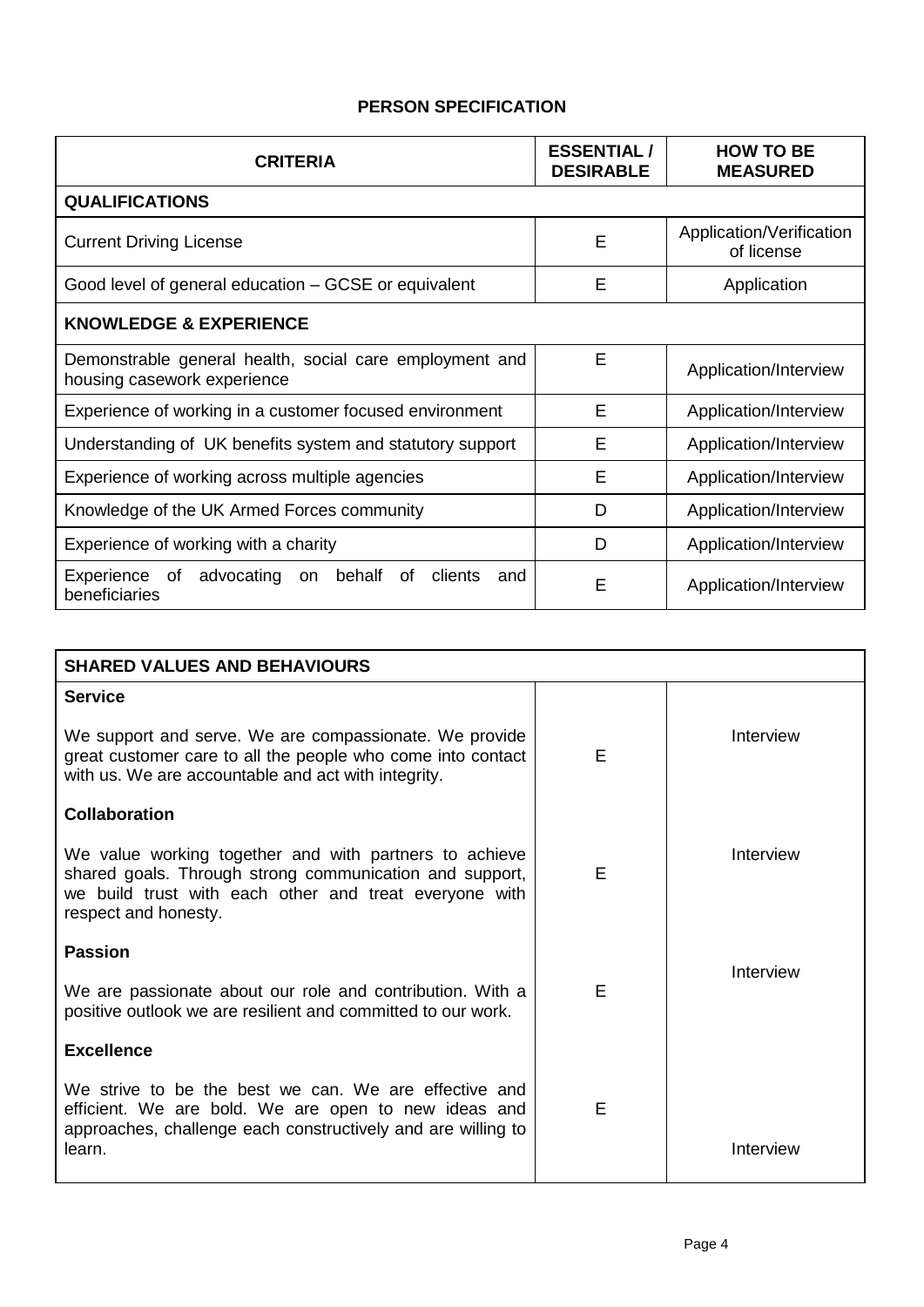## PERSON SPECIFICATION

| CRITERIA | ESSENTIAL / DESIRABLE | HOW TO BE MEASURED |
|---|---|---|
| **QUALIFICATIONS** | | |
| Current Driving License | E | Application/Verification of license |
| Good level of general education – GCSE or equivalent | E | Application |
| **KNOWLEDGE & EXPERIENCE** | | |
| Demonstrable general health, social care employment and housing casework experience | E | Application/Interview |
| Experience of working in a customer focused environment | E | Application/Interview |
| Understanding of UK benefits system and statutory support | E | Application/Interview |
| Experience of working across multiple agencies | E | Application/Interview |
| Knowledge of the UK Armed Forces community | D | Application/Interview |
| Experience of working with a charity | D | Application/Interview |
| Experience of advocating on behalf of clients and beneficiaries | E | Application/Interview |

| SHARED VALUES AND BEHAVIOURS | | |
|---|---|---|
| **Service**<br><br>We support and serve. We are compassionate. We provide great customer care to all the people who come into contact with us. We are accountable and act with integrity. | E | Interview |
| **Collaboration**<br><br>We value working together and with partners to achieve shared goals. Through strong communication and support, we build trust with each other and treat everyone with respect and honesty. | E | Interview |
| **Passion**<br><br>We are passionate about our role and contribution. With a positive outlook we are resilient and committed to our work. | E | Interview |
| **Excellence**<br><br>We strive to be the best we can. We are effective and efficient. We are bold. We are open to new ideas and approaches, challenge each constructively and are willing to learn. | E | Interview |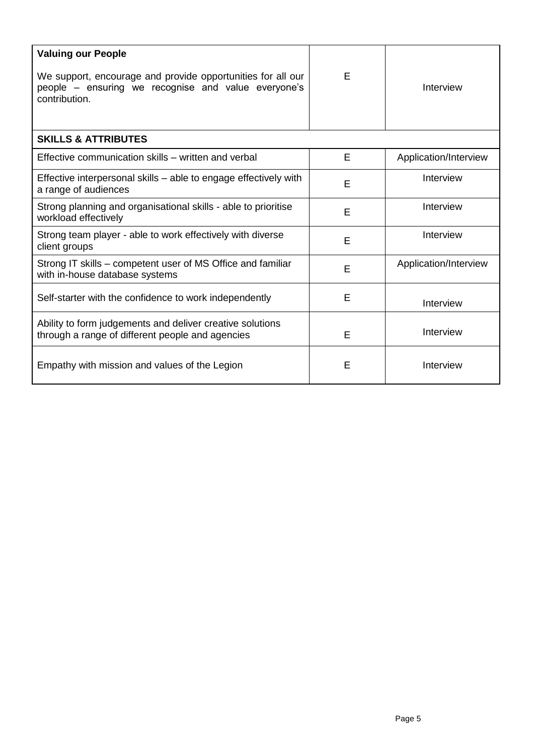| | | |
|---|---|---|
| **Valuing our People**<br><br>We support, encourage and provide opportunities for all our people – ensuring we recognise and value everyone's contribution. | E | Interview |
| **SKILLS & ATTRIBUTES** | | |
| Effective communication skills – written and verbal | E | Application/Interview |
| Effective interpersonal skills – able to engage effectively with a range of audiences | E | Interview |
| Strong planning and organisational skills - able to prioritise workload effectively | E | Interview |
| Strong team player - able to work effectively with diverse client groups | E | Interview |
| Strong IT skills – competent user of MS Office and familiar with in-house database systems | E | Application/Interview |
| Self-starter with the confidence to work independently | E | Interview |
| Ability to form judgements and deliver creative solutions through a range of different people and agencies | E | Interview |
| Empathy with mission and values of the Legion | E | Interview |